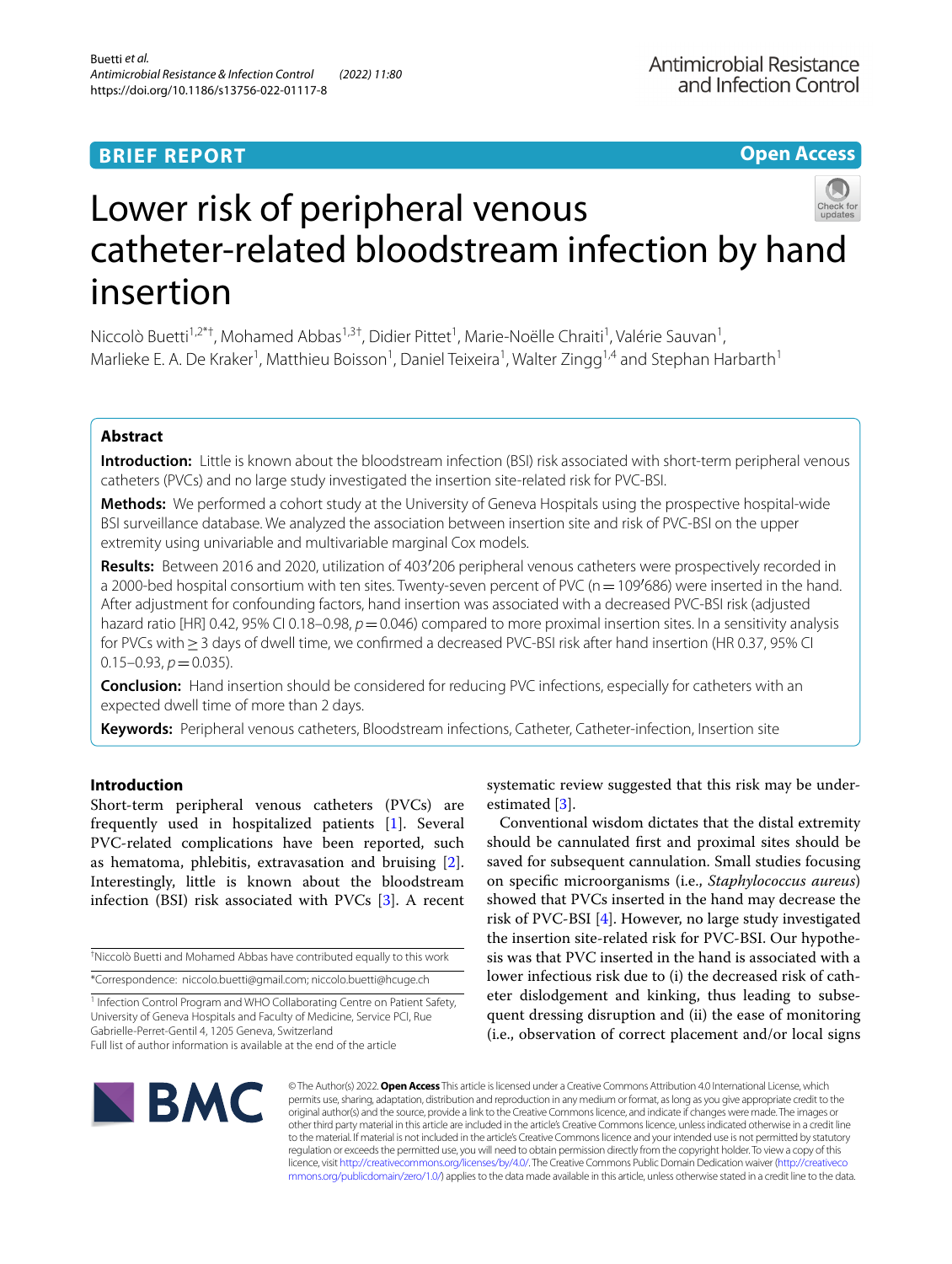BRIEF REPORT

Open Access

# Lower risk of peripheral venous catheter-related bloodstream infection by hand insertion

Niccolò Buetti[1,2*†], Mohamed Abbas[1,3†], Didier Pittet[1], Marie-Noëlle Chraiti[1], Valérie Sauvan[1], Marlieke E. A. De Kraker[1], Matthieu Boisson[1], Daniel Teixeira[1], Walter Zingg[1,4] and Stephan Harbarth[1]

## Abstract

**Introduction:** Little is known about the bloodstream infection (BSI) risk associated with short-term peripheral venous catheters (PVCs) and no large study investigated the insertion site-related risk for PVC-BSI.

**Methods:** We performed a cohort study at the University of Geneva Hospitals using the prospective hospital-wide BSI surveillance database. We analyzed the association between insertion site and risk of PVC-BSI on the upper extremity using univariable and multivariable marginal Cox models.

**Results:** Between 2016 and 2020, utilization of 403′206 peripheral venous catheters were prospectively recorded in a 2000-bed hospital consortium with ten sites. Twenty-seven percent of PVC (n = 109′686) were inserted in the hand. After adjustment for confounding factors, hand insertion was associated with a decreased PVC-BSI risk (adjusted hazard ratio [HR] 0.42, 95% CI 0.18–0.98, $p = 0.046$) compared to more proximal insertion sites. In a sensitivity analysis for PVCs with ≥ 3 days of dwell time, we confirmed a decreased PVC-BSI risk after hand insertion (HR 0.37, 95% CI 0.15–0.93, $p = 0.035$).

**Conclusion:** Hand insertion should be considered for reducing PVC infections, especially for catheters with an expected dwell time of more than 2 days.

**Keywords:** Peripheral venous catheters, Bloodstream infections, Catheter, Catheter-infection, Insertion site

## Introduction

Short-term peripheral venous catheters (PVCs) are frequently used in hospitalized patients [1]. Several PVC-related complications have been reported, such as hematoma, phlebitis, extravasation and bruising [2]. Interestingly, little is known about the bloodstream infection (BSI) risk associated with PVCs [3]. A recent systematic review suggested that this risk may be underestimated [3].

Conventional wisdom dictates that the distal extremity should be cannulated first and proximal sites should be saved for subsequent cannulation. Small studies focusing on specific microorganisms (i.e., *Staphylococcus aureus*) showed that PVCs inserted in the hand may decrease the risk of PVC-BSI [4]. However, no large study investigated the insertion site-related risk for PVC-BSI. Our hypothesis was that PVC inserted in the hand is associated with a lower infectious risk due to (i) the decreased risk of catheter dislodgement and kinking, thus leading to subsequent dressing disruption and (ii) the ease of monitoring (i.e., observation of correct placement and/or local signs

†Niccolò Buetti and Mohamed Abbas have contributed equally to this work

*Correspondence: niccolo.buetti@gmail.com; niccolo.buetti@hcuge.ch

[1] Infection Control Program and WHO Collaborating Centre on Patient Safety, University of Geneva Hospitals and Faculty of Medicine, Service PCI, Rue Gabrielle-Perret-Gentil 4, 1205 Geneva, Switzerland

Full list of author information is available at the end of the article

© The Author(s) 2022. **Open Access** This article is licensed under a Creative Commons Attribution 4.0 International License, which permits use, sharing, adaptation, distribution and reproduction in any medium or format, as long as you give appropriate credit to the original author(s) and the source, provide a link to the Creative Commons licence, and indicate if changes were made. The images or other third party material in this article are included in the article's Creative Commons licence, unless indicated otherwise in a credit line to the material. If material is not included in the article's Creative Commons licence and your intended use is not permitted by statutory regulation or exceeds the permitted use, you will need to obtain permission directly from the copyright holder. To view a copy of this licence, visit http://creativecommons.org/licenses/by/4.0/. The Creative Commons Public Domain Dedication waiver (http://creativecommons.org/publicdomain/zero/1.0/) applies to the data made available in this article, unless otherwise stated in a credit line to the data.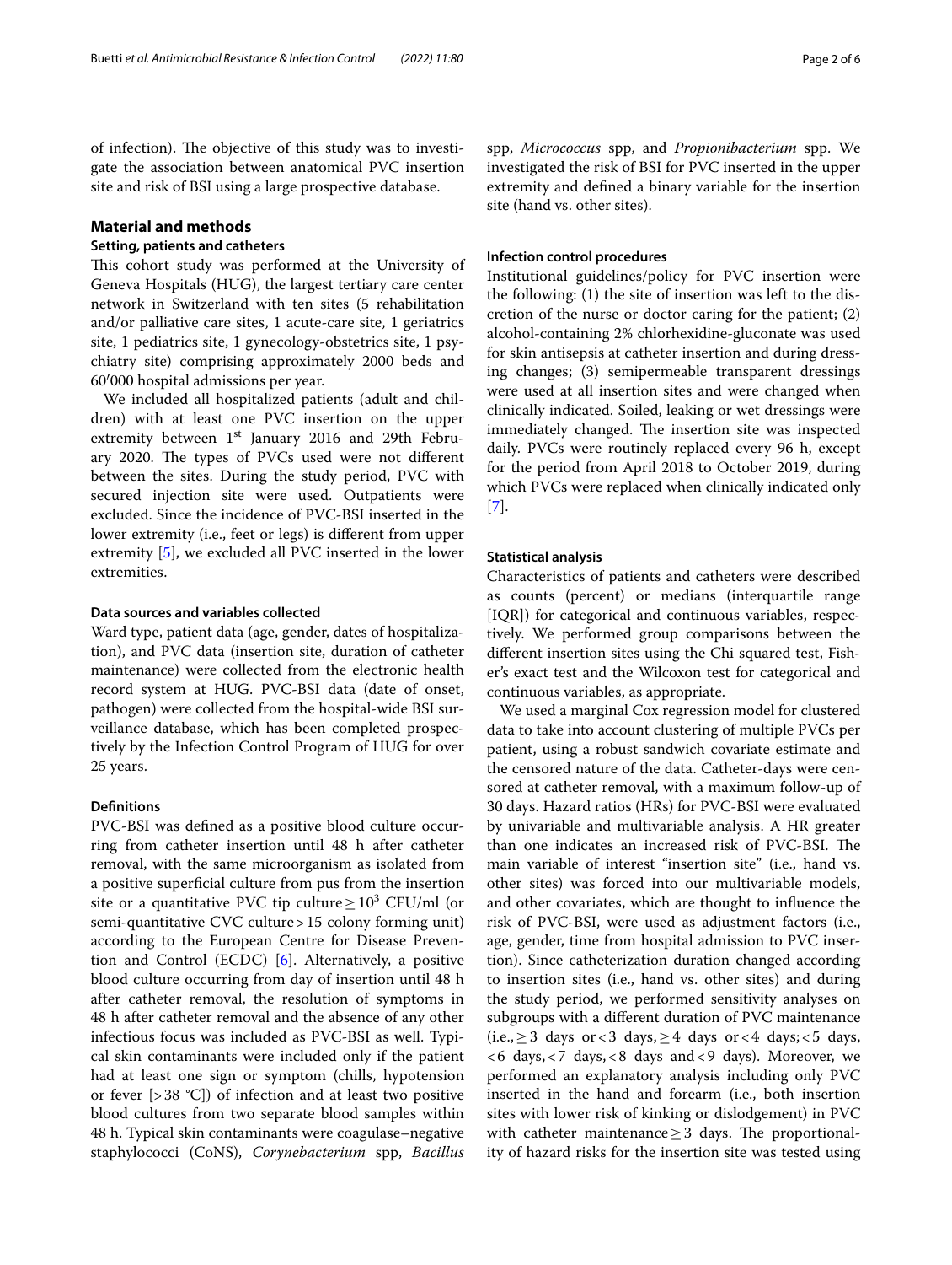of infection). The objective of this study was to investigate the association between anatomical PVC insertion site and risk of BSI using a large prospective database.

## Material and methods

### Setting, patients and catheters

This cohort study was performed at the University of Geneva Hospitals (HUG), the largest tertiary care center network in Switzerland with ten sites (5 rehabilitation and/or palliative care sites, 1 acute-care site, 1 geriatrics site, 1 pediatrics site, 1 gynecology-obstetrics site, 1 psychiatry site) comprising approximately 2000 beds and 60′000 hospital admissions per year.

We included all hospitalized patients (adult and children) with at least one PVC insertion on the upper extremity between 1st January 2016 and 29th February 2020. The types of PVCs used were not different between the sites. During the study period, PVC with secured injection site were used. Outpatients were excluded. Since the incidence of PVC-BSI inserted in the lower extremity (i.e., feet or legs) is different from upper extremity [5], we excluded all PVC inserted in the lower extremities.

### Data sources and variables collected

Ward type, patient data (age, gender, dates of hospitalization), and PVC data (insertion site, duration of catheter maintenance) were collected from the electronic health record system at HUG. PVC-BSI data (date of onset, pathogen) were collected from the hospital-wide BSI surveillance database, which has been completed prospectively by the Infection Control Program of HUG for over 25 years.

### Definitions

PVC-BSI was defined as a positive blood culture occurring from catheter insertion until 48 h after catheter removal, with the same microorganism as isolated from a positive superficial culture from pus from the insertion site or a quantitative PVC tip culture $\geq 10^3$ CFU/ml (or semi-quantitative CVC culture > 15 colony forming unit) according to the European Centre for Disease Prevention and Control (ECDC) [6]. Alternatively, a positive blood culture occurring from day of insertion until 48 h after catheter removal, the resolution of symptoms in 48 h after catheter removal and the absence of any other infectious focus was included as PVC-BSI as well. Typical skin contaminants were included only if the patient had at least one sign or symptom (chills, hypotension or fever [> 38 °C]) of infection and at least two positive blood cultures from two separate blood samples within 48 h. Typical skin contaminants were coagulase–negative staphylococci (CoNS), *Corynebacterium* spp, *Bacillus* spp, *Micrococcus* spp, and *Propionibacterium* spp. We investigated the risk of BSI for PVC inserted in the upper extremity and defined a binary variable for the insertion site (hand vs. other sites).

### Infection control procedures

Institutional guidelines/policy for PVC insertion were the following: (1) the site of insertion was left to the discretion of the nurse or doctor caring for the patient; (2) alcohol-containing 2% chlorhexidine-gluconate was used for skin antisepsis at catheter insertion and during dressing changes; (3) semipermeable transparent dressings were used at all insertion sites and were changed when clinically indicated. Soiled, leaking or wet dressings were immediately changed. The insertion site was inspected daily. PVCs were routinely replaced every 96 h, except for the period from April 2018 to October 2019, during which PVCs were replaced when clinically indicated only [7].

### Statistical analysis

Characteristics of patients and catheters were described as counts (percent) or medians (interquartile range [IQR]) for categorical and continuous variables, respectively. We performed group comparisons between the different insertion sites using the Chi squared test, Fisher's exact test and the Wilcoxon test for categorical and continuous variables, as appropriate.

We used a marginal Cox regression model for clustered data to take into account clustering of multiple PVCs per patient, using a robust sandwich covariate estimate and the censored nature of the data. Catheter-days were censored at catheter removal, with a maximum follow-up of 30 days. Hazard ratios (HRs) for PVC-BSI were evaluated by univariable and multivariable analysis. A HR greater than one indicates an increased risk of PVC-BSI. The main variable of interest "insertion site" (i.e., hand vs. other sites) was forced into our multivariable models, and other covariates, which are thought to influence the risk of PVC-BSI, were used as adjustment factors (i.e., age, gender, time from hospital admission to PVC insertion). Since catheterization duration changed according to insertion sites (i.e., hand vs. other sites) and during the study period, we performed sensitivity analyses on subgroups with a different duration of PVC maintenance (i.e., $\geq 3$ days or $< 3$ days, $\geq 4$ days or $< 4$ days; $< 5$ days, $< 6$ days, $< 7$ days, $< 8$ days and $< 9$ days). Moreover, we performed an explanatory analysis including only PVC inserted in the hand and forearm (i.e., both insertion sites with lower risk of kinking or dislodgement) in PVC with catheter maintenance $\geq 3$ days. The proportionality of hazard risks for the insertion site was tested using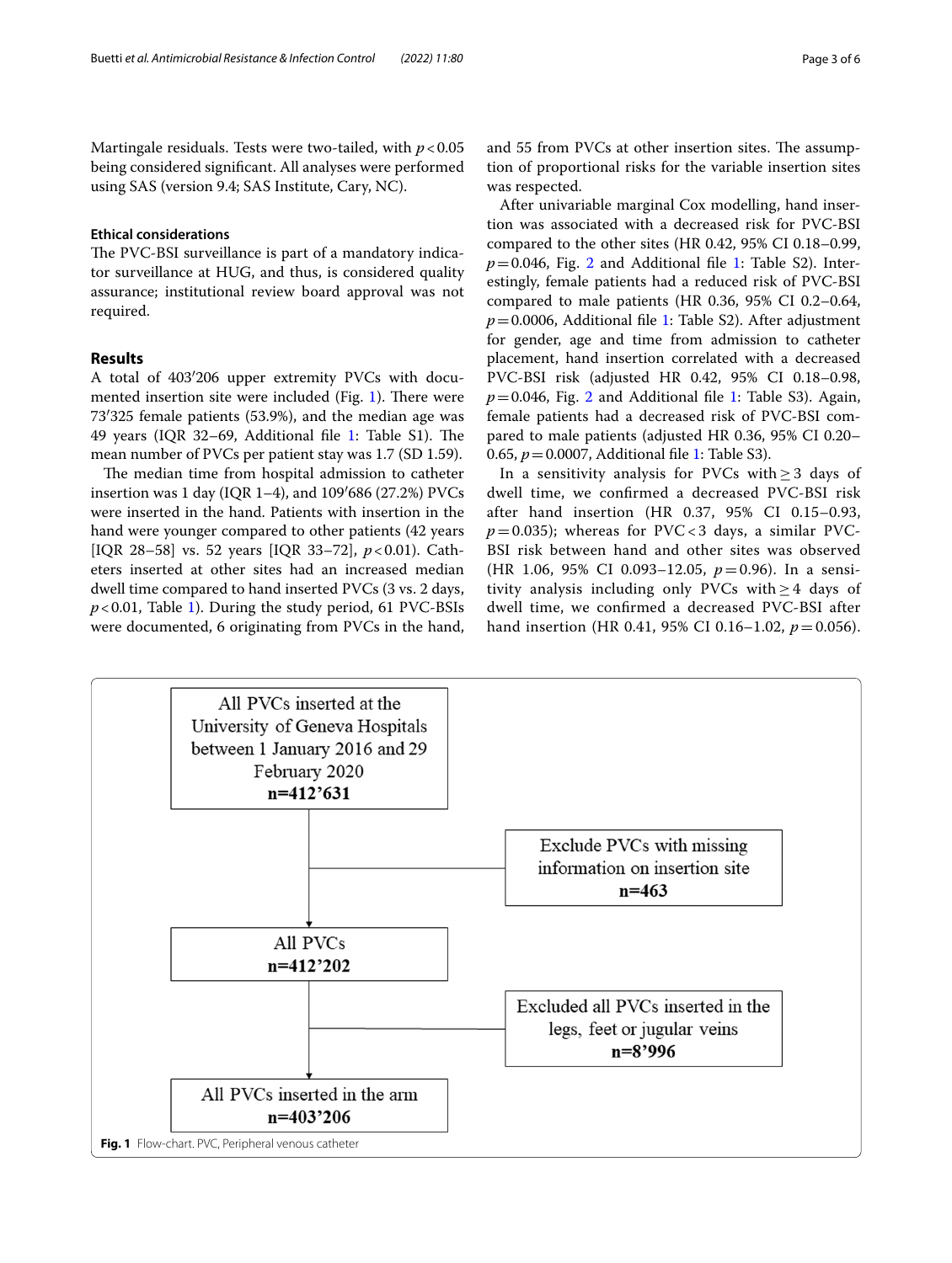Martingale residuals. Tests were two-tailed, with $p < 0.05$ being considered significant. All analyses were performed using SAS (version 9.4; SAS Institute, Cary, NC).

#### Ethical considerations

The PVC-BSI surveillance is part of a mandatory indicator surveillance at HUG, and thus, is considered quality assurance; institutional review board approval was not required.

## Results

A total of 403′206 upper extremity PVCs with documented insertion site were included (Fig. 1). There were 73′325 female patients (53.9%), and the median age was 49 years (IQR 32–69, Additional file 1: Table S1). The mean number of PVCs per patient stay was 1.7 (SD 1.59).

The median time from hospital admission to catheter insertion was 1 day (IQR 1–4), and 109′686 (27.2%) PVCs were inserted in the hand. Patients with insertion in the hand were younger compared to other patients (42 years [IQR 28–58] vs. 52 years [IQR 33–72], $p < 0.01$). Catheters inserted at other sites had an increased median dwell time compared to hand inserted PVCs (3 vs. 2 days, $p < 0.01$, Table 1). During the study period, 61 PVC-BSIs were documented, 6 originating from PVCs in the hand, and 55 from PVCs at other insertion sites. The assumption of proportional risks for the variable insertion sites was respected.

After univariable marginal Cox modelling, hand insertion was associated with a decreased risk for PVC-BSI compared to the other sites (HR 0.42, 95% CI 0.18–0.99, $p = 0.046$, Fig. 2 and Additional file 1: Table S2). Interestingly, female patients had a reduced risk of PVC-BSI compared to male patients (HR 0.36, 95% CI 0.2–0.64, $p = 0.0006$, Additional file 1: Table S2). After adjustment for gender, age and time from admission to catheter placement, hand insertion correlated with a decreased PVC-BSI risk (adjusted HR 0.42, 95% CI 0.18–0.98, $p = 0.046$, Fig. 2 and Additional file 1: Table S3). Again, female patients had a decreased risk of PVC-BSI compared to male patients (adjusted HR 0.36, 95% CI 0.20–0.65, $p = 0.0007$, Additional file 1: Table S3).

In a sensitivity analysis for PVCs with $\geq 3$ days of dwell time, we confirmed a decreased PVC-BSI risk after hand insertion (HR 0.37, 95% CI 0.15–0.93, $p = 0.035$); whereas for PVC < 3 days, a similar PVC-BSI risk between hand and other sites was observed (HR 1.06, 95% CI 0.093–12.05, $p = 0.96$). In a sensitivity analysis including only PVCs with $\geq 4$ days of dwell time, we confirmed a decreased PVC-BSI after hand insertion (HR 0.41, 95% CI 0.16–1.02, $p = 0.056$).

All PVCs inserted at the University of Geneva Hospitals between 1 January 2016 and 29 February 2020 **n=412’631**

→ Exclude PVCs with missing information on insertion site **n=463**

All PVCs **n=412’202**

→ Excluded all PVCs inserted in the legs, feet or jugular veins **n=8’996**

All PVCs inserted in the arm **n=403’206**

**Fig. 1** Flow-chart. PVC, Peripheral venous catheter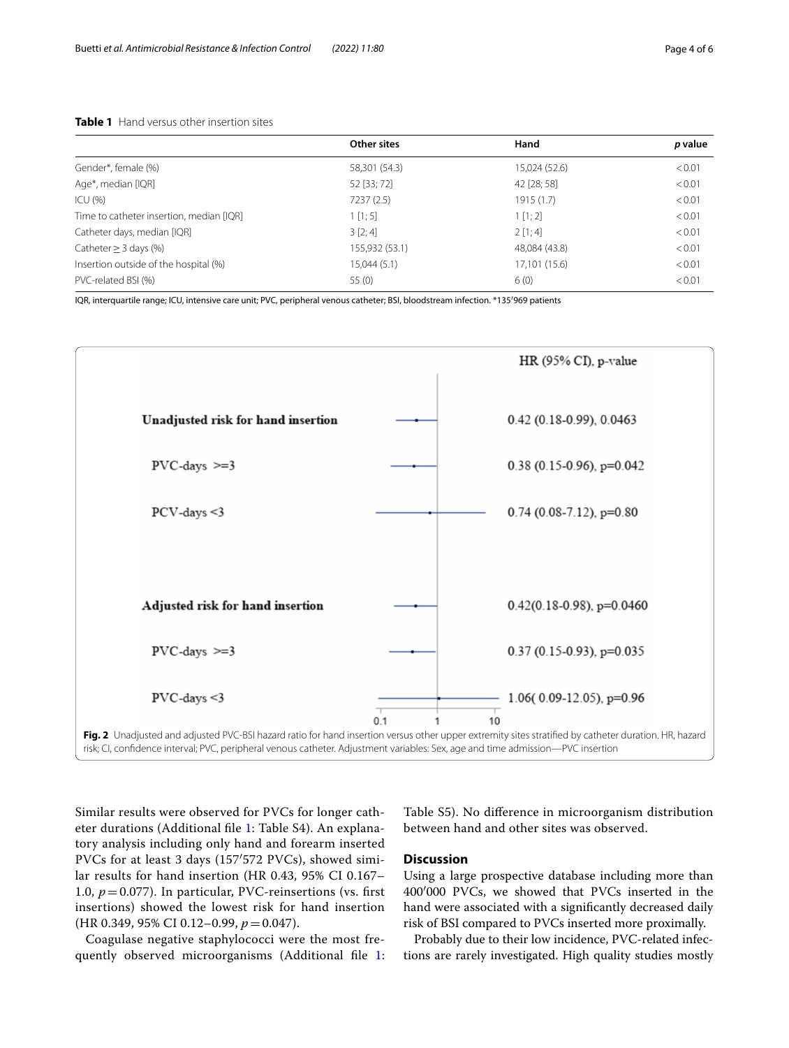**Table 1** Hand versus other insertion sites

| | Other sites | Hand | *p* value |
|---|---|---|---|
| Gender*, female (%) | 58,301 (54.3) | 15,024 (52.6) | < 0.01 |
| Age*, median [IQR] | 52 [33; 72] | 42 [28; 58] | < 0.01 |
| ICU (%) | 7237 (2.5) | 1915 (1.7) | < 0.01 |
| Time to catheter insertion, median [IQR] | 1 [1; 5] | 1 [1; 2] | < 0.01 |
| Catheter days, median [IQR] | 3 [2; 4] | 2 [1; 4] | < 0.01 |
| Catheter ≥ 3 days (%) | 155,932 (53.1) | 48,084 (43.8) | < 0.01 |
| Insertion outside of the hospital (%) | 15,044 (5.1) | 17,101 (15.6) | < 0.01 |
| PVC-related BSI (%) | 55 (0) | 6 (0) | < 0.01 |

IQR, interquartile range; ICU, intensive care unit; PVC, peripheral venous catheter; BSI, bloodstream infection. *135′969 patients

| | HR (95% CI), p-value |
|---|---|
| **Unadjusted risk for hand insertion** | 0.42 (0.18-0.99), 0.0463 |
| PVC-days >=3 | 0.38 (0.15-0.96), p=0.042 |
| PCV-days <3 | 0.74 (0.08-7.12), p=0.80 |
| **Adjusted risk for hand insertion** | 0.42(0.18-0.98), p=0.0460 |
| PVC-days >=3 | 0.37 (0.15-0.93), p=0.035 |
| PVC-days <3 | 1.06( 0.09-12.05), p=0.96 |

**Fig. 2** Unadjusted and adjusted PVC-BSI hazard ratio for hand insertion versus other upper extremity sites stratified by catheter duration. HR, hazard risk; CI, confidence interval; PVC, peripheral venous catheter. Adjustment variables: Sex, age and time admission—PVC insertion

Similar results were observed for PVCs for longer catheter durations (Additional file 1: Table S4). An explanatory analysis including only hand and forearm inserted PVCs for at least 3 days (157′572 PVCs), showed similar results for hand insertion (HR 0.43, 95% CI 0.167–1.0, $p = 0.077$). In particular, PVC-reinsertions (vs. first insertions) showed the lowest risk for hand insertion (HR 0.349, 95% CI 0.12–0.99, $p = 0.047$).

Coagulase negative staphylococci were the most frequently observed microorganisms (Additional file 1: Table S5). No difference in microorganism distribution between hand and other sites was observed.

## Discussion

Using a large prospective database including more than 400′000 PVCs, we showed that PVCs inserted in the hand were associated with a significantly decreased daily risk of BSI compared to PVCs inserted more proximally.

Probably due to their low incidence, PVC-related infections are rarely investigated. High quality studies mostly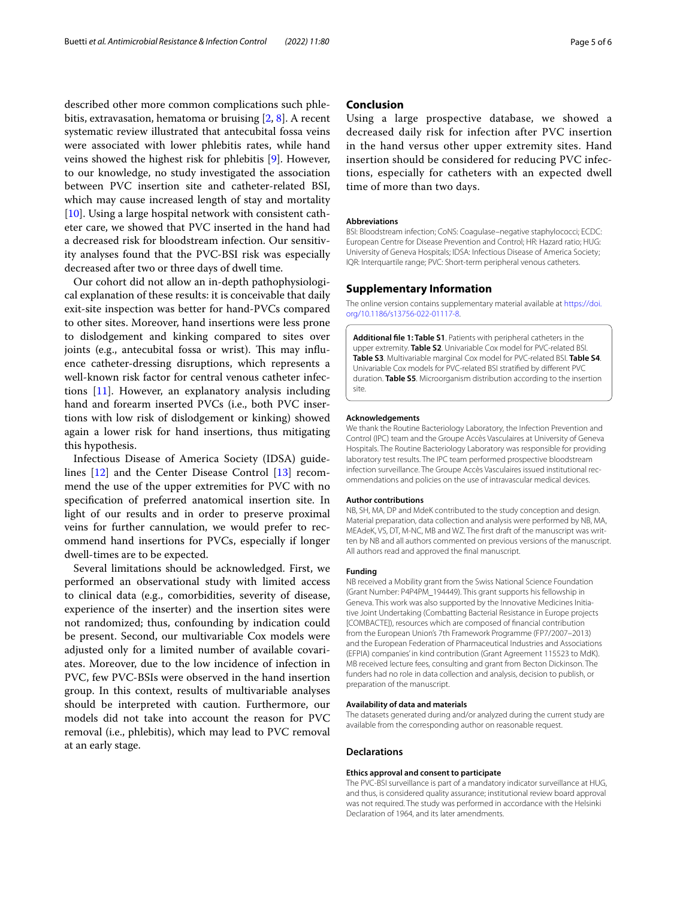described other more common complications such phlebitis, extravasation, hematoma or bruising [2, 8]. A recent systematic review illustrated that antecubital fossa veins were associated with lower phlebitis rates, while hand veins showed the highest risk for phlebitis [9]. However, to our knowledge, no study investigated the association between PVC insertion site and catheter-related BSI, which may cause increased length of stay and mortality [10]. Using a large hospital network with consistent catheter care, we showed that PVC inserted in the hand had a decreased risk for bloodstream infection. Our sensitivity analyses found that the PVC-BSI risk was especially decreased after two or three days of dwell time.

Our cohort did not allow an in-depth pathophysiological explanation of these results: it is conceivable that daily exit-site inspection was better for hand-PVCs compared to other sites. Moreover, hand insertions were less prone to dislodgement and kinking compared to sites over joints (e.g., antecubital fossa or wrist). This may influence catheter-dressing disruptions, which represents a well-known risk factor for central venous catheter infections [11]. However, an explanatory analysis including hand and forearm inserted PVCs (i.e., both PVC insertions with low risk of dislodgement or kinking) showed again a lower risk for hand insertions, thus mitigating this hypothesis.

Infectious Disease of America Society (IDSA) guidelines [12] and the Center Disease Control [13] recommend the use of the upper extremities for PVC with no specification of preferred anatomical insertion site. In light of our results and in order to preserve proximal veins for further cannulation, we would prefer to recommend hand insertions for PVCs, especially if longer dwell-times are to be expected.

Several limitations should be acknowledged. First, we performed an observational study with limited access to clinical data (e.g., comorbidities, severity of disease, experience of the inserter) and the insertion sites were not randomized; thus, confounding by indication could be present. Second, our multivariable Cox models were adjusted only for a limited number of available covariates. Moreover, due to the low incidence of infection in PVC, few PVC-BSIs were observed in the hand insertion group. In this context, results of multivariable analyses should be interpreted with caution. Furthermore, our models did not take into account the reason for PVC removal (i.e., phlebitis), which may lead to PVC removal at an early stage.

## Conclusion

Using a large prospective database, we showed a decreased daily risk for infection after PVC insertion in the hand versus other upper extremity sites. Hand insertion should be considered for reducing PVC infections, especially for catheters with an expected dwell time of more than two days.

#### Abbreviations

BSI: Bloodstream infection; CoNS: Coagulase–negative staphylococci; ECDC: European Centre for Disease Prevention and Control; HR: Hazard ratio; HUG: University of Geneva Hospitals; IDSA: Infectious Disease of America Society; IQR: Interquartile range; PVC: Short-term peripheral venous catheters.

## Supplementary Information

The online version contains supplementary material available at https://doi.org/10.1186/s13756-022-01117-8.

**Additional file 1: Table S1**. Patients with peripheral catheters in the upper extremity. **Table S2**. Univariable Cox model for PVC-related BSI. **Table S3**. Multivariable marginal Cox model for PVC-related BSI. **Table S4**. Univariable Cox models for PVC-related BSI stratified by different PVC duration. **Table S5**. Microorganism distribution according to the insertion site.

#### Acknowledgements

We thank the Routine Bacteriology Laboratory, the Infection Prevention and Control (IPC) team and the Groupe Accès Vasculaires at University of Geneva Hospitals. The Routine Bacteriology Laboratory was responsible for providing laboratory test results. The IPC team performed prospective bloodstream infection surveillance. The Groupe Accès Vasculaires issued institutional recommendations and policies on the use of intravascular medical devices.

#### Author contributions

NB, SH, MA, DP and MdeK contributed to the study conception and design. Material preparation, data collection and analysis were performed by NB, MA, MEAdeK, VS, DT, M-NC, MB and WZ. The first draft of the manuscript was written by NB and all authors commented on previous versions of the manuscript. All authors read and approved the final manuscript.

#### Funding

NB received a Mobility grant from the Swiss National Science Foundation (Grant Number: P4P4PM_194449). This grant supports his fellowship in Geneva. This work was also supported by the Innovative Medicines Initiative Joint Undertaking (Combatting Bacterial Resistance in Europe projects [COMBACTE]), resources which are composed of financial contribution from the European Union's 7th Framework Programme (FP7/2007–2013) and the European Federation of Pharmaceutical Industries and Associations (EFPIA) companies' in kind contribution (Grant Agreement 115523 to MdK). MB received lecture fees, consulting and grant from Becton Dickinson. The funders had no role in data collection and analysis, decision to publish, or preparation of the manuscript.

#### Availability of data and materials

The datasets generated during and/or analyzed during the current study are available from the corresponding author on reasonable request.

### Declarations

#### Ethics approval and consent to participate

The PVC-BSI surveillance is part of a mandatory indicator surveillance at HUG, and thus, is considered quality assurance; institutional review board approval was not required. The study was performed in accordance with the Helsinki Declaration of 1964, and its later amendments.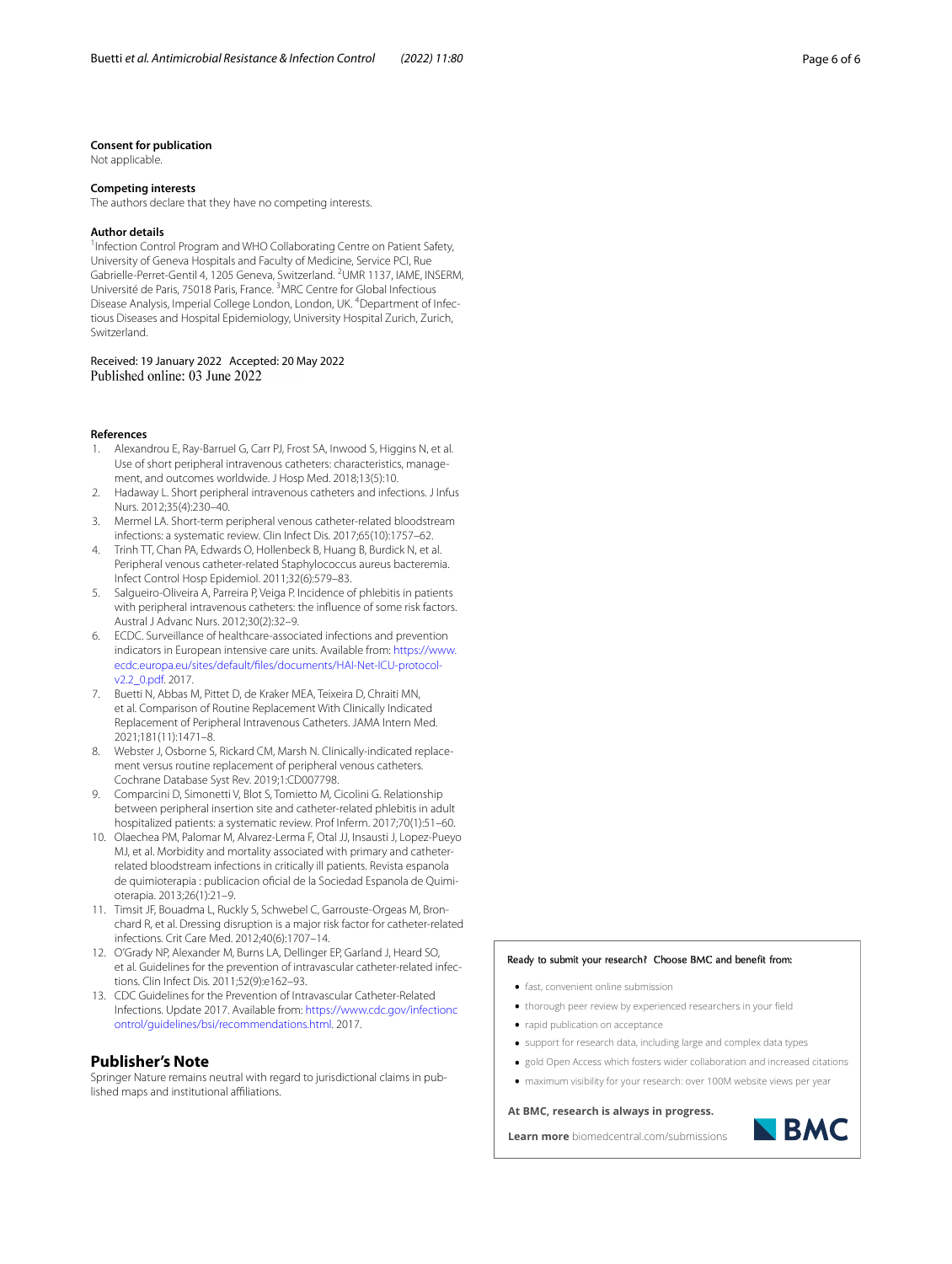**Consent for publication**

Not applicable.

**Competing interests**

The authors declare that they have no competing interests.

**Author details**

[1] Infection Control Program and WHO Collaborating Centre on Patient Safety, University of Geneva Hospitals and Faculty of Medicine, Service PCI, Rue Gabrielle-Perret-Gentil 4, 1205 Geneva, Switzerland. [2] UMR 1137, IAME, INSERM, Université de Paris, 75018 Paris, France. [3] MRC Centre for Global Infectious Disease Analysis, Imperial College London, London, UK. [4] Department of Infectious Diseases and Hospital Epidemiology, University Hospital Zurich, Zurich, Switzerland.

Received: 19 January 2022 Accepted: 20 May 2022
Published online: 03 June 2022

## References

1. Alexandrou E, Ray-Barruel G, Carr PJ, Frost SA, Inwood S, Higgins N, et al. Use of short peripheral intravenous catheters: characteristics, management, and outcomes worldwide. J Hosp Med. 2018;13(5):10.
2. Hadaway L. Short peripheral intravenous catheters and infections. J Infus Nurs. 2012;35(4):230–40.
3. Mermel LA. Short-term peripheral venous catheter-related bloodstream infections: a systematic review. Clin Infect Dis. 2017;65(10):1757–62.
4. Trinh TT, Chan PA, Edwards O, Hollenbeck B, Huang B, Burdick N, et al. Peripheral venous catheter-related Staphylococcus aureus bacteremia. Infect Control Hosp Epidemiol. 2011;32(6):579–83.
5. Salgueiro-Oliveira A, Parreira P, Veiga P. Incidence of phlebitis in patients with peripheral intravenous catheters: the influence of some risk factors. Austral J Advanc Nurs. 2012;30(2):32–9.
6. ECDC. Surveillance of healthcare-associated infections and prevention indicators in European intensive care units. Available from: https://www.ecdc.europa.eu/sites/default/files/documents/HAI-Net-ICU-protocol-v2.2_0.pdf. 2017.
7. Buetti N, Abbas M, Pittet D, de Kraker MEA, Teixeira D, Chraiti MN, et al. Comparison of Routine Replacement With Clinically Indicated Replacement of Peripheral Intravenous Catheters. JAMA Intern Med. 2021;181(11):1471–8.
8. Webster J, Osborne S, Rickard CM, Marsh N. Clinically-indicated replacement versus routine replacement of peripheral venous catheters. Cochrane Database Syst Rev. 2019;1:CD007798.
9. Comparcini D, Simonetti V, Blot S, Tomietto M, Cicolini G. Relationship between peripheral insertion site and catheter-related phlebitis in adult hospitalized patients: a systematic review. Prof Inferm. 2017;70(1):51–60.
10. Olaechea PM, Palomar M, Alvarez-Lerma F, Otal JJ, Insausti J, Lopez-Pueyo MJ, et al. Morbidity and mortality associated with primary and catheter-related bloodstream infections in critically ill patients. Revista espanola de quimioterapia : publicacion oficial de la Sociedad Espanola de Quimioterapia. 2013;26(1):21–9.
11. Timsit JF, Bouadma L, Ruckly S, Schwebel C, Garrouste-Orgeas M, Bronchard R, et al. Dressing disruption is a major risk factor for catheter-related infections. Crit Care Med. 2012;40(6):1707–14.
12. O'Grady NP, Alexander M, Burns LA, Dellinger EP, Garland J, Heard SO, et al. Guidelines for the prevention of intravascular catheter-related infections. Clin Infect Dis. 2011;52(9):e162–93.
13. CDC Guidelines for the Prevention of Intravascular Catheter-Related Infections. Update 2017. Available from: https://www.cdc.gov/infectioncontrol/guidelines/bsi/recommendations.html. 2017.

## Publisher's Note

Springer Nature remains neutral with regard to jurisdictional claims in published maps and institutional affiliations.

Ready to submit your research? Choose BMC and benefit from:

- fast, convenient online submission
- thorough peer review by experienced researchers in your field
- rapid publication on acceptance
- support for research data, including large and complex data types
- gold Open Access which fosters wider collaboration and increased citations
- maximum visibility for your research: over 100M website views per year

**At BMC, research is always in progress.**

**Learn more** biomedcentral.com/submissions